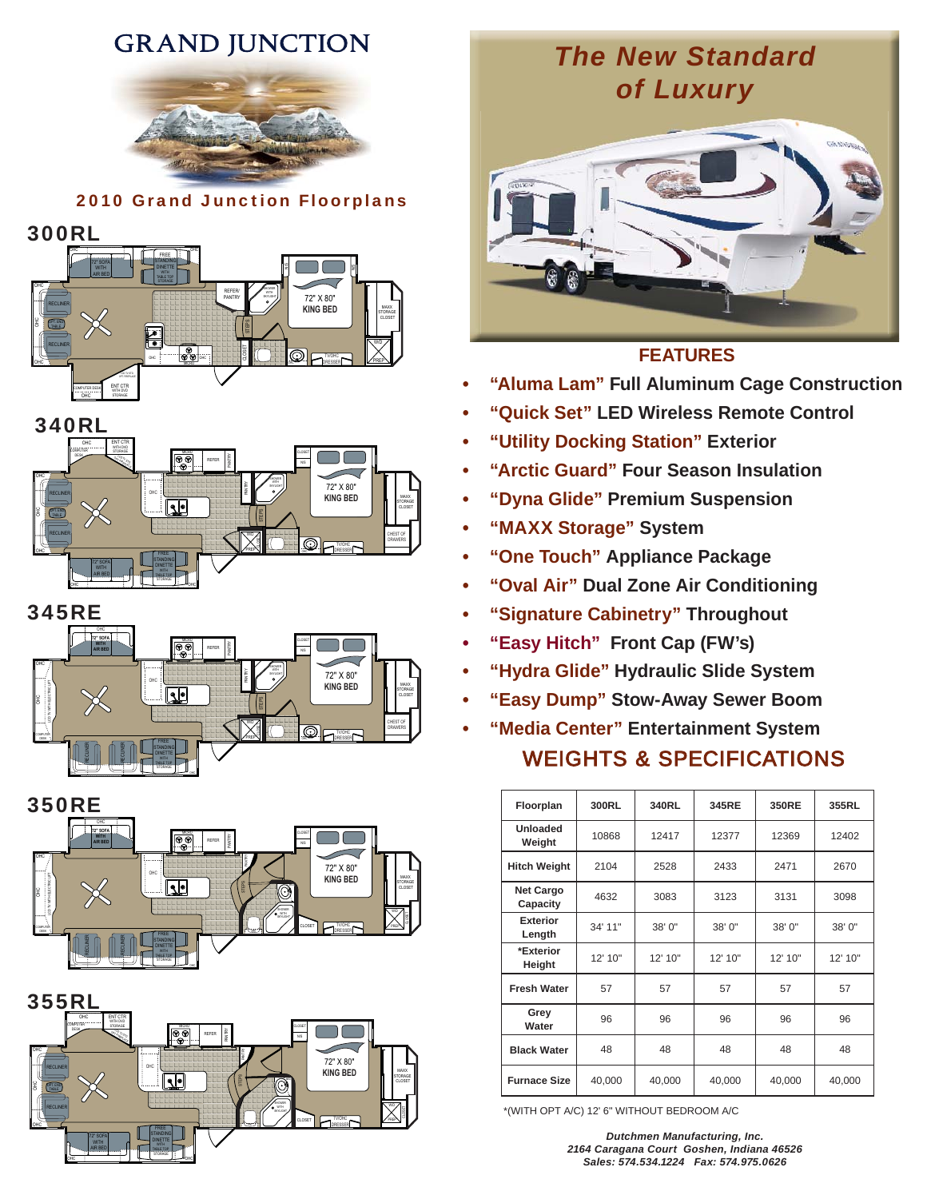# GRAND JUNCTION

## 2010 Grand Junction Floorplans

### 300RL

### 340RL

### 345RE

### 350RE

### 355RL

## *The New Standard of Luxury*

## FEATURES

- **"Aluma Lam" Full Aluminum Cage Construction**
- **"Quick Set" LED Wireless Remote Control**
- **"Utility Docking Station" Exterior**
- **"Arctic Guard" Four Season Insulation**
- **"Dyna Glide" Premium Suspension**
- **"MAXX Storage" System**
- **"One Touch" Appliance Package**
- **"Oval Air" Dual Zone Air Conditioning**
- **"Signature Cabinetry" Throughout**
- **"Easy Hitch" Front Cap (FW's)**
- **"Hydra Glide" Hydraulic Slide System**
- **"Easy Dump" Stow-Away Sewer Boom**
- **"Media Center" Entertainment System**

## WEIGHTS & SPECIFICATIONS

| Floorplan | 300RL | 340RL | 345RE | 350RE | 355RL |
|---|---|---|---|---|---|
| Unloaded Weight | 10868 | 12417 | 12377 | 12369 | 12402 |
| Hitch Weight | 2104 | 2528 | 2433 | 2471 | 2670 |
| Net Cargo Capacity | 4632 | 3083 | 3123 | 3131 | 3098 |
| Exterior Length | 34' 11" | 38' 0" | 38' 0" | 38' 0" | 38' 0" |
| *Exterior Height | 12' 10" | 12' 10" | 12' 10" | 12' 10" | 12' 10" |
| Fresh Water | 57 | 57 | 57 | 57 | 57 |
| Grey Water | 96 | 96 | 96 | 96 | 96 |
| Black Water | 48 | 48 | 48 | 48 | 48 |
| Furnace Size | 40,000 | 40,000 | 40,000 | 40,000 | 40,000 |

*(WITH OPT A/C) 12' 6" WITHOUT BEDROOM A/C

*Dutchmen Manufacturing, Inc.*
*2164 Caragana Court Goshen, Indiana 46526*
*Sales: 574.534.1224 Fax: 574.975.0626*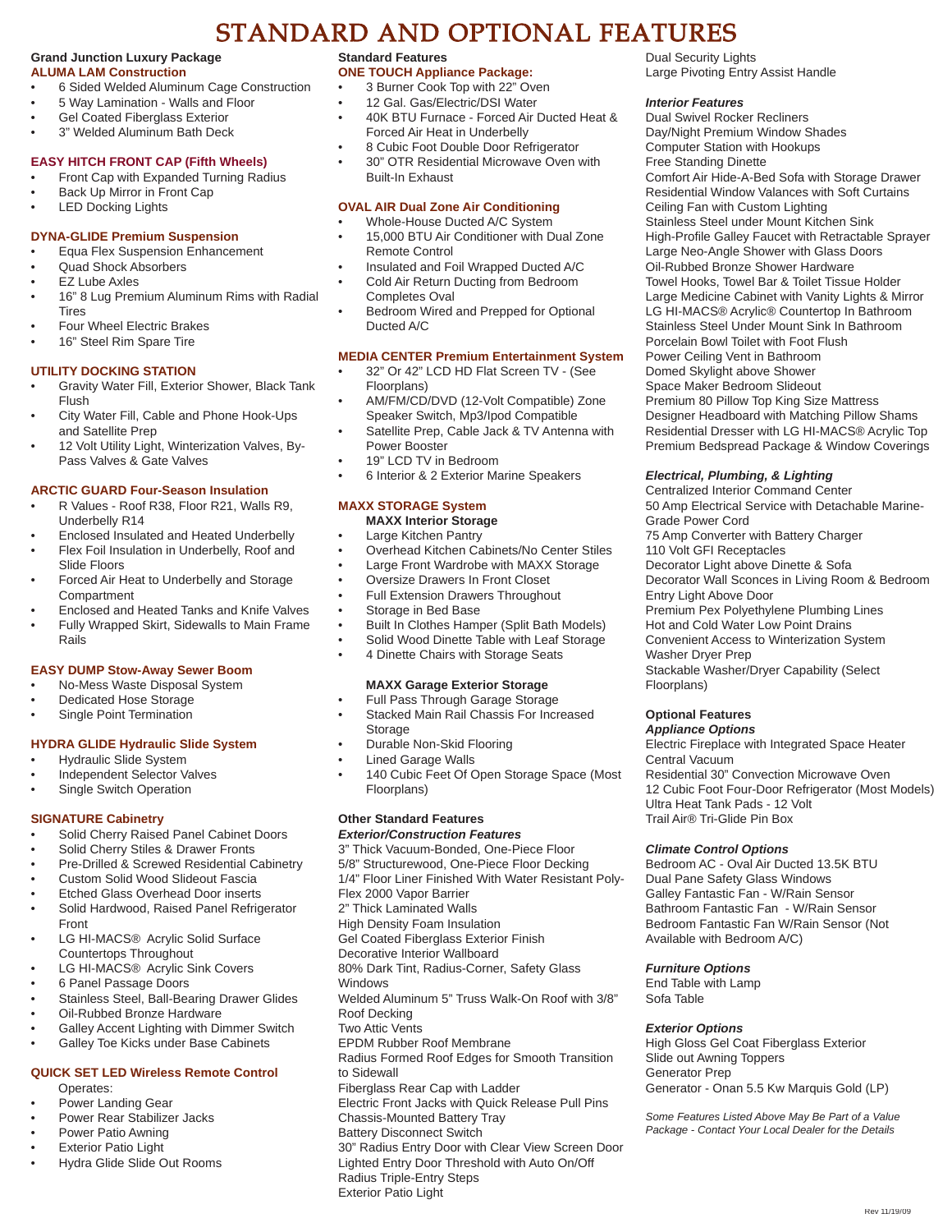# STANDARD AND OPTIONAL FEATURES

**Grand Junction Luxury Package**

**ALUMA LAM Construction**

- 6 Sided Welded Aluminum Cage Construction
- 5 Way Lamination - Walls and Floor
- Gel Coated Fiberglass Exterior
- 3" Welded Aluminum Bath Deck

**EASY HITCH FRONT CAP (Fifth Wheels)**

- Front Cap with Expanded Turning Radius
- Back Up Mirror in Front Cap
- LED Docking Lights

**DYNA-GLIDE Premium Suspension**

- Equa Flex Suspension Enhancement
- Quad Shock Absorbers
- EZ Lube Axles
- 16" 8 Lug Premium Aluminum Rims with Radial Tires
- Four Wheel Electric Brakes
- 16" Steel Rim Spare Tire

**UTILITY DOCKING STATION**

- Gravity Water Fill, Exterior Shower, Black Tank Flush
- City Water Fill, Cable and Phone Hook-Ups and Satellite Prep
- 12 Volt Utility Light, Winterization Valves, By-Pass Valves & Gate Valves

**ARCTIC GUARD Four-Season Insulation**

- R Values - Roof R38, Floor R21, Walls R9, Underbelly R14
- Enclosed Insulated and Heated Underbelly
- Flex Foil Insulation in Underbelly, Roof and Slide Floors
- Forced Air Heat to Underbelly and Storage Compartment
- Enclosed and Heated Tanks and Knife Valves
- Fully Wrapped Skirt, Sidewalls to Main Frame Rails

**EASY DUMP Stow-Away Sewer Boom**

- No-Mess Waste Disposal System
- Dedicated Hose Storage
- Single Point Termination

**HYDRA GLIDE Hydraulic Slide System**

- Hydraulic Slide System
- Independent Selector Valves
- Single Switch Operation

**SIGNATURE Cabinetry**

- Solid Cherry Raised Panel Cabinet Doors
- Solid Cherry Stiles & Drawer Fronts
- Pre-Drilled & Screwed Residential Cabinetry
- Custom Solid Wood Slideout Fascia
- Etched Glass Overhead Door inserts
- Solid Hardwood, Raised Panel Refrigerator Front
- LG HI-MACS® Acrylic Solid Surface Countertops Throughout
- LG HI-MACS® Acrylic Sink Covers
- 6 Panel Passage Doors
- Stainless Steel, Ball-Bearing Drawer Glides
- Oil-Rubbed Bronze Hardware
- Galley Accent Lighting with Dimmer Switch
- Galley Toe Kicks under Base Cabinets

**QUICK SET LED Wireless Remote Control**

Operates:

- Power Landing Gear
- Power Rear Stabilizer Jacks
- Power Patio Awning
- Exterior Patio Light
- Hydra Glide Slide Out Rooms

**Standard Features**

**ONE TOUCH Appliance Package:**

- 3 Burner Cook Top with 22" Oven
- 12 Gal. Gas/Electric/DSI Water
- 40K BTU Furnace - Forced Air Ducted Heat & Forced Air Heat in Underbelly
- 8 Cubic Foot Double Door Refrigerator
- 30" OTR Residential Microwave Oven with Built-In Exhaust

**OVAL AIR Dual Zone Air Conditioning**

- Whole-House Ducted A/C System
- 15,000 BTU Air Conditioner with Dual Zone Remote Control
- Insulated and Foil Wrapped Ducted A/C
- Cold Air Return Ducting from Bedroom Completes Oval
- Bedroom Wired and Prepped for Optional Ducted A/C

**MEDIA CENTER Premium Entertainment System**

- 32" Or 42" LCD HD Flat Screen TV - (See Floorplans)
- AM/FM/CD/DVD (12-Volt Compatible) Zone Speaker Switch, Mp3/Ipod Compatible
- Satellite Prep, Cable Jack & TV Antenna with Power Booster
- 19" LCD TV in Bedroom
- 6 Interior & 2 Exterior Marine Speakers

**MAXX STORAGE System**

**MAXX Interior Storage**

- Large Kitchen Pantry
- Overhead Kitchen Cabinets/No Center Stiles
- Large Front Wardrobe with MAXX Storage
- Oversize Drawers In Front Closet
- Full Extension Drawers Throughout
- Storage in Bed Base
- Built In Clothes Hamper (Split Bath Models)
- Solid Wood Dinette Table with Leaf Storage
- 4 Dinette Chairs with Storage Seats

**MAXX Garage Exterior Storage**

- Full Pass Through Garage Storage
- Stacked Main Rail Chassis For Increased Storage
- Durable Non-Skid Flooring
- Lined Garage Walls
- 140 Cubic Feet Of Open Storage Space (Most Floorplans)

**Other Standard Features**

***Exterior/Construction Features***

3" Thick Vacuum-Bonded, One-Piece Floor
5/8" Structurewood, One-Piece Floor Decking
1/4" Floor Liner Finished With Water Resistant Poly-Flex 2000 Vapor Barrier
2" Thick Laminated Walls
High Density Foam Insulation
Gel Coated Fiberglass Exterior Finish
Decorative Interior Wallboard
80% Dark Tint, Radius-Corner, Safety Glass Windows
Welded Aluminum 5" Truss Walk-On Roof with 3/8" Roof Decking
Two Attic Vents
EPDM Rubber Roof Membrane
Radius Formed Roof Edges for Smooth Transition to Sidewall
Fiberglass Rear Cap with Ladder
Electric Front Jacks with Quick Release Pull Pins
Chassis-Mounted Battery Tray
Battery Disconnect Switch
30" Radius Entry Door with Clear View Screen Door
Lighted Entry Door Threshold with Auto On/Off
Radius Triple-Entry Steps
Exterior Patio Light
Dual Security Lights
Large Pivoting Entry Assist Handle

***Interior Features***

Dual Swivel Rocker Recliners
Day/Night Premium Window Shades
Computer Station with Hookups
Free Standing Dinette
Comfort Air Hide-A-Bed Sofa with Storage Drawer
Residential Window Valances with Soft Curtains
Ceiling Fan with Custom Lighting
Stainless Steel under Mount Kitchen Sink
High-Profile Galley Faucet with Retractable Sprayer
Large Neo-Angle Shower with Glass Doors
Oil-Rubbed Bronze Shower Hardware
Towel Hooks, Towel Bar & Toilet Tissue Holder
Large Medicine Cabinet with Vanity Lights & Mirror
LG HI-MACS® Acrylic® Countertop In Bathroom
Stainless Steel Under Mount Sink In Bathroom
Porcelain Bowl Toilet with Foot Flush
Power Ceiling Vent in Bathroom
Domed Skylight above Shower
Space Maker Bedroom Slideout
Premium 80 Pillow Top King Size Mattress
Designer Headboard with Matching Pillow Shams
Residential Dresser with LG HI-MACS® Acrylic Top
Premium Bedspread Package & Window Coverings

***Electrical, Plumbing, & Lighting***

Centralized Interior Command Center
50 Amp Electrical Service with Detachable Marine-Grade Power Cord
75 Amp Converter with Battery Charger
110 Volt GFI Receptacles
Decorator Light above Dinette & Sofa
Decorator Wall Sconces in Living Room & Bedroom
Entry Light Above Door
Premium Pex Polyethylene Plumbing Lines
Hot and Cold Water Low Point Drains
Convenient Access to Winterization System
Washer Dryer Prep
Stackable Washer/Dryer Capability (Select Floorplans)

**Optional Features**

***Appliance Options***

Electric Fireplace with Integrated Space Heater
Central Vacuum
Residential 30" Convection Microwave Oven
12 Cubic Foot Four-Door Refrigerator (Most Models)
Ultra Heat Tank Pads - 12 Volt
Trail Air® Tri-Glide Pin Box

***Climate Control Options***

Bedroom AC - Oval Air Ducted 13.5K BTU
Dual Pane Safety Glass Windows
Galley Fantastic Fan - W/Rain Sensor
Bathroom Fantastic Fan - W/Rain Sensor
Bedroom Fantastic Fan W/Rain Sensor (Not Available with Bedroom A/C)

***Furniture Options***

End Table with Lamp
Sofa Table

***Exterior Options***

High Gloss Gel Coat Fiberglass Exterior
Slide out Awning Toppers
Generator Prep
Generator - Onan 5.5 Kw Marquis Gold (LP)

*Some Features Listed Above May Be Part of a Value Package - Contact Your Local Dealer for the Details*

Rev 11/19/09